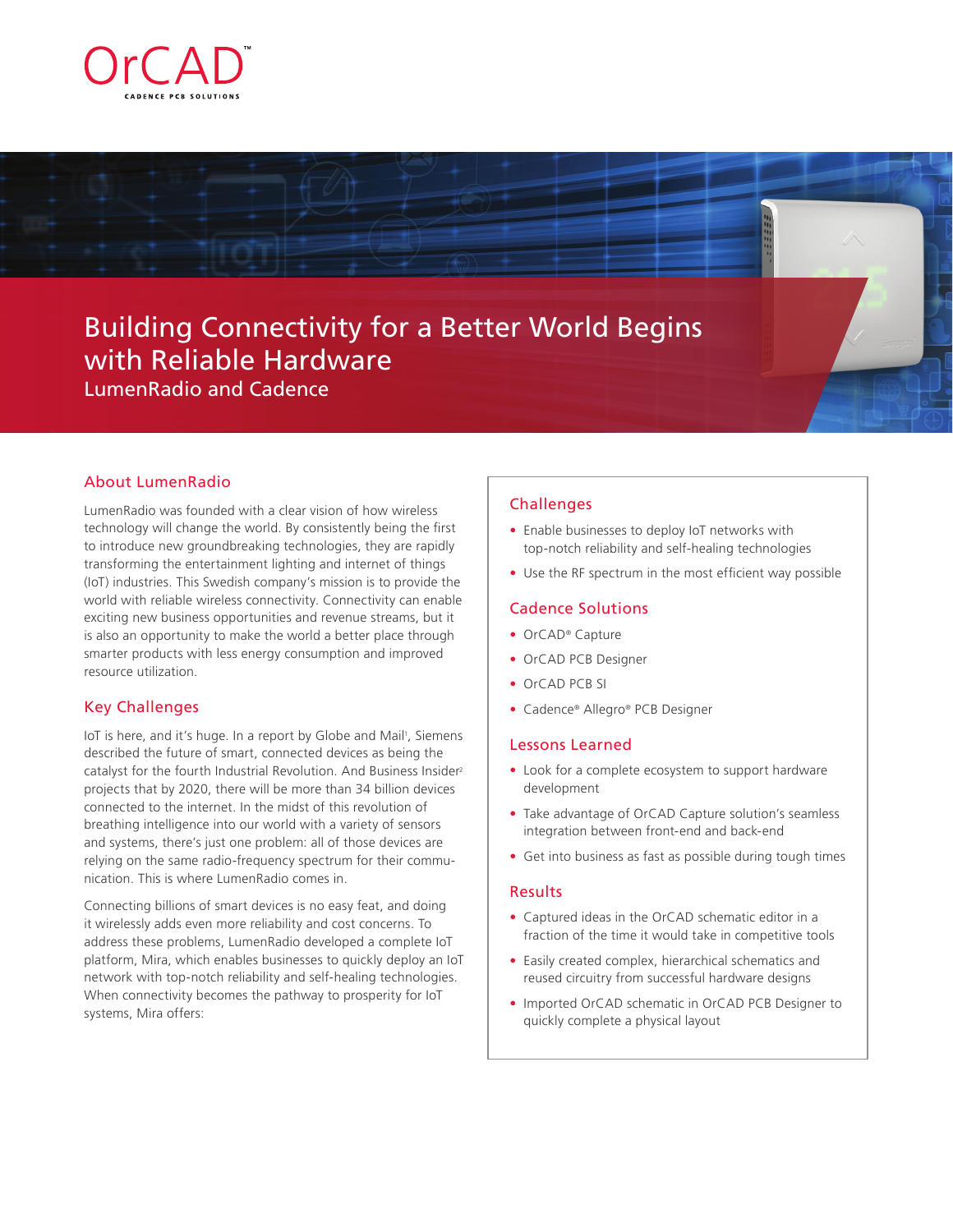# Building Connectivity for a Better World Begins with Reliable Hardware

LumenRadio and Cadence

## About LumenRadio

LumenRadio was founded with a clear vision of how wireless technology will change the world. By consistently being the first to introduce new groundbreaking technologies, they are rapidly transforming the entertainment lighting and internet of things (IoT) industries. This Swedish company's mission is to provide the world with reliable wireless connectivity. Connectivity can enable exciting new business opportunities and revenue streams, but it is also an opportunity to make the world a better place through smarter products with less energy consumption and improved resource utilization.

## Key Challenges

IoT is here, and it's huge. In a report by Globe and Mail[1], Siemens described the future of smart, connected devices as being the catalyst for the fourth Industrial Revolution. And Business Insider[2] projects that by 2020, there will be more than 34 billion devices connected to the internet. In the midst of this revolution of breathing intelligence into our world with a variety of sensors and systems, there's just one problem: all of those devices are relying on the same radio-frequency spectrum for their communication. This is where LumenRadio comes in.

Connecting billions of smart devices is no easy feat, and doing it wirelessly adds even more reliability and cost concerns. To address these problems, LumenRadio developed a complete IoT platform, Mira, which enables businesses to quickly deploy an IoT network with top-notch reliability and self-healing technologies. When connectivity becomes the pathway to prosperity for IoT systems, Mira offers:

### Challenges

- Enable businesses to deploy IoT networks with top-notch reliability and self-healing technologies
- Use the RF spectrum in the most efficient way possible

### Cadence Solutions

- OrCAD® Capture
- OrCAD PCB Designer
- OrCAD PCB SI
- Cadence® Allegro® PCB Designer

### Lessons Learned

- Look for a complete ecosystem to support hardware development
- Take advantage of OrCAD Capture solution's seamless integration between front-end and back-end
- Get into business as fast as possible during tough times

### Results

- Captured ideas in the OrCAD schematic editor in a fraction of the time it would take in competitive tools
- Easily created complex, hierarchical schematics and reused circuitry from successful hardware designs
- Imported OrCAD schematic in OrCAD PCB Designer to quickly complete a physical layout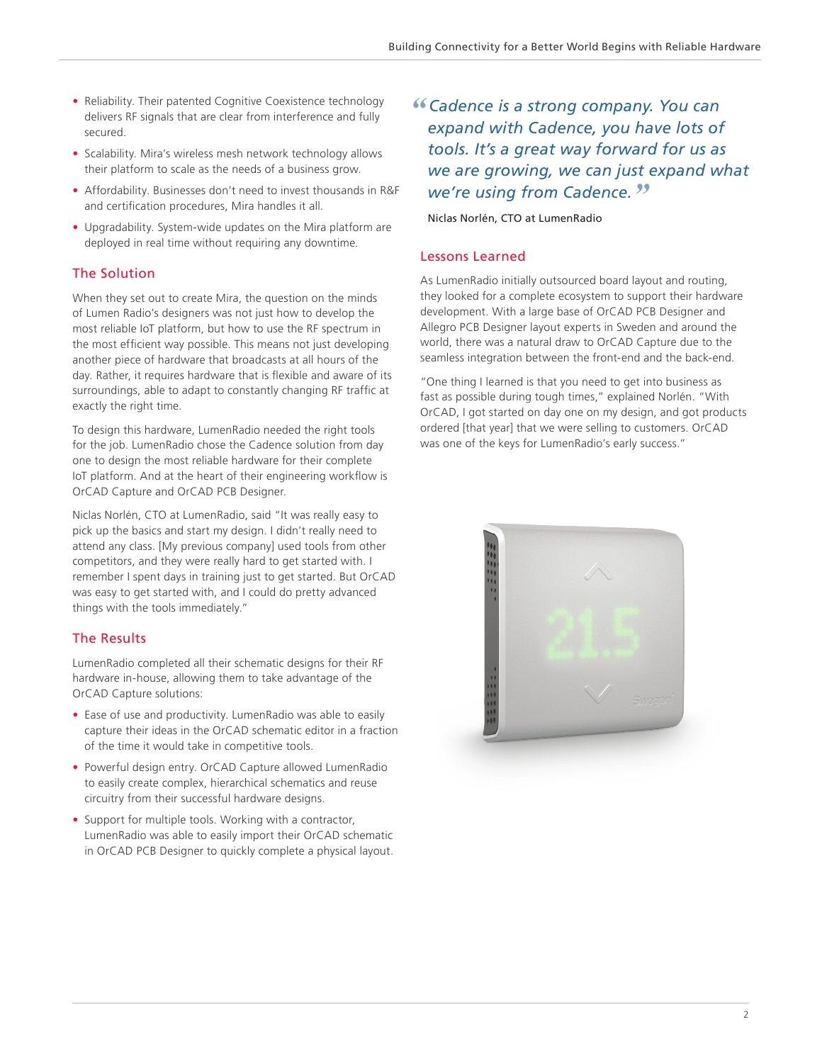- Reliability. Their patented Cognitive Coexistence technology delivers RF signals that are clear from interference and fully secured.
- Scalability. Mira's wireless mesh network technology allows their platform to scale as the needs of a business grow.
- Affordability. Businesses don't need to invest thousands in R&F and certification procedures, Mira handles it all.
- Upgradability. System-wide updates on the Mira platform are deployed in real time without requiring any downtime.

## The Solution

When they set out to create Mira, the question on the minds of Lumen Radio's designers was not just how to develop the most reliable IoT platform, but how to use the RF spectrum in the most efficient way possible. This means not just developing another piece of hardware that broadcasts at all hours of the day. Rather, it requires hardware that is flexible and aware of its surroundings, able to adapt to constantly changing RF traffic at exactly the right time.

To design this hardware, LumenRadio needed the right tools for the job. LumenRadio chose the Cadence solution from day one to design the most reliable hardware for their complete IoT platform. And at the heart of their engineering workflow is OrCAD Capture and OrCAD PCB Designer.

Niclas Norlén, CTO at LumenRadio, said "It was really easy to pick up the basics and start my design. I didn't really need to attend any class. [My previous company] used tools from other competitors, and they were really hard to get started with. I remember I spent days in training just to get started. But OrCAD was easy to get started with, and I could do pretty advanced things with the tools immediately."

## The Results

LumenRadio completed all their schematic designs for their RF hardware in-house, allowing them to take advantage of the OrCAD Capture solutions:

- Ease of use and productivity. LumenRadio was able to easily capture their ideas in the OrCAD schematic editor in a fraction of the time it would take in competitive tools.
- Powerful design entry. OrCAD Capture allowed LumenRadio to easily create complex, hierarchical schematics and reuse circuitry from their successful hardware designs.
- Support for multiple tools. Working with a contractor, LumenRadio was able to easily import their OrCAD schematic in OrCAD PCB Designer to quickly complete a physical layout.

> *"Cadence is a strong company. You can expand with Cadence, you have lots of tools. It's a great way forward for us as we are growing, we can just expand what we're using from Cadence."*

Niclas Norlén, CTO at LumenRadio

## Lessons Learned

As LumenRadio initially outsourced board layout and routing, they looked for a complete ecosystem to support their hardware development. With a large base of OrCAD PCB Designer and Allegro PCB Designer layout experts in Sweden and around the world, there was a natural draw to OrCAD Capture due to the seamless integration between the front-end and the back-end.

"One thing I learned is that you need to get into business as fast as possible during tough times," explained Norlén. "With OrCAD, I got started on day one on my design, and got products ordered [that year] that we were selling to customers. OrCAD was one of the keys for LumenRadio's early success."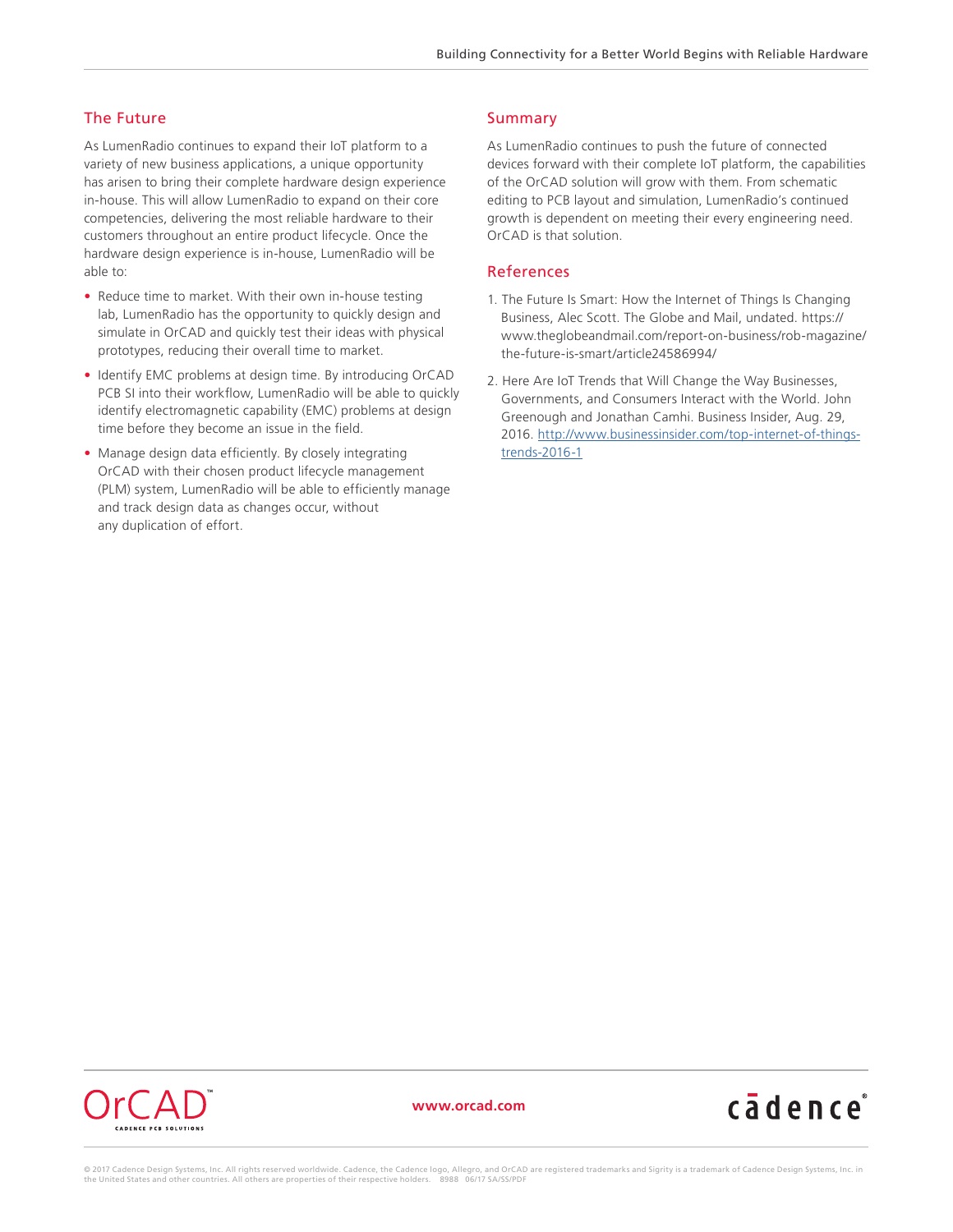## The Future

As LumenRadio continues to expand their IoT platform to a variety of new business applications, a unique opportunity has arisen to bring their complete hardware design experience in-house. This will allow LumenRadio to expand on their core competencies, delivering the most reliable hardware to their customers throughout an entire product lifecycle. Once the hardware design experience is in-house, LumenRadio will be able to:

- Reduce time to market. With their own in-house testing lab, LumenRadio has the opportunity to quickly design and simulate in OrCAD and quickly test their ideas with physical prototypes, reducing their overall time to market.
- Identify EMC problems at design time. By introducing OrCAD PCB SI into their workflow, LumenRadio will be able to quickly identify electromagnetic capability (EMC) problems at design time before they become an issue in the field.
- Manage design data efficiently. By closely integrating OrCAD with their chosen product lifecycle management (PLM) system, LumenRadio will be able to efficiently manage and track design data as changes occur, without any duplication of effort.

## Summary

As LumenRadio continues to push the future of connected devices forward with their complete IoT platform, the capabilities of the OrCAD solution will grow with them. From schematic editing to PCB layout and simulation, LumenRadio's continued growth is dependent on meeting their every engineering need. OrCAD is that solution.

## References

1. The Future Is Smart: How the Internet of Things Is Changing Business, Alec Scott. The Globe and Mail, undated. https://www.theglobeandmail.com/report-on-business/rob-magazine/the-future-is-smart/article24586994/
2. Here Are IoT Trends that Will Change the Way Businesses, Governments, and Consumers Interact with the World. John Greenough and Jonathan Camhi. Business Insider, Aug. 29, 2016. http://www.businessinsider.com/top-internet-of-things-trends-2016-1

OrCAD™ CADENCE PCB SOLUTIONS

**www.orcad.com**

cādence®

© 2017 Cadence Design Systems, Inc. All rights reserved worldwide. Cadence, the Cadence logo, Allegro, and OrCAD are registered trademarks and Sigrity is a trademark of Cadence Design Systems, Inc. in the United States and other countries. All others are properties of their respective holders. 8988 06/17 SA/SS/PDF